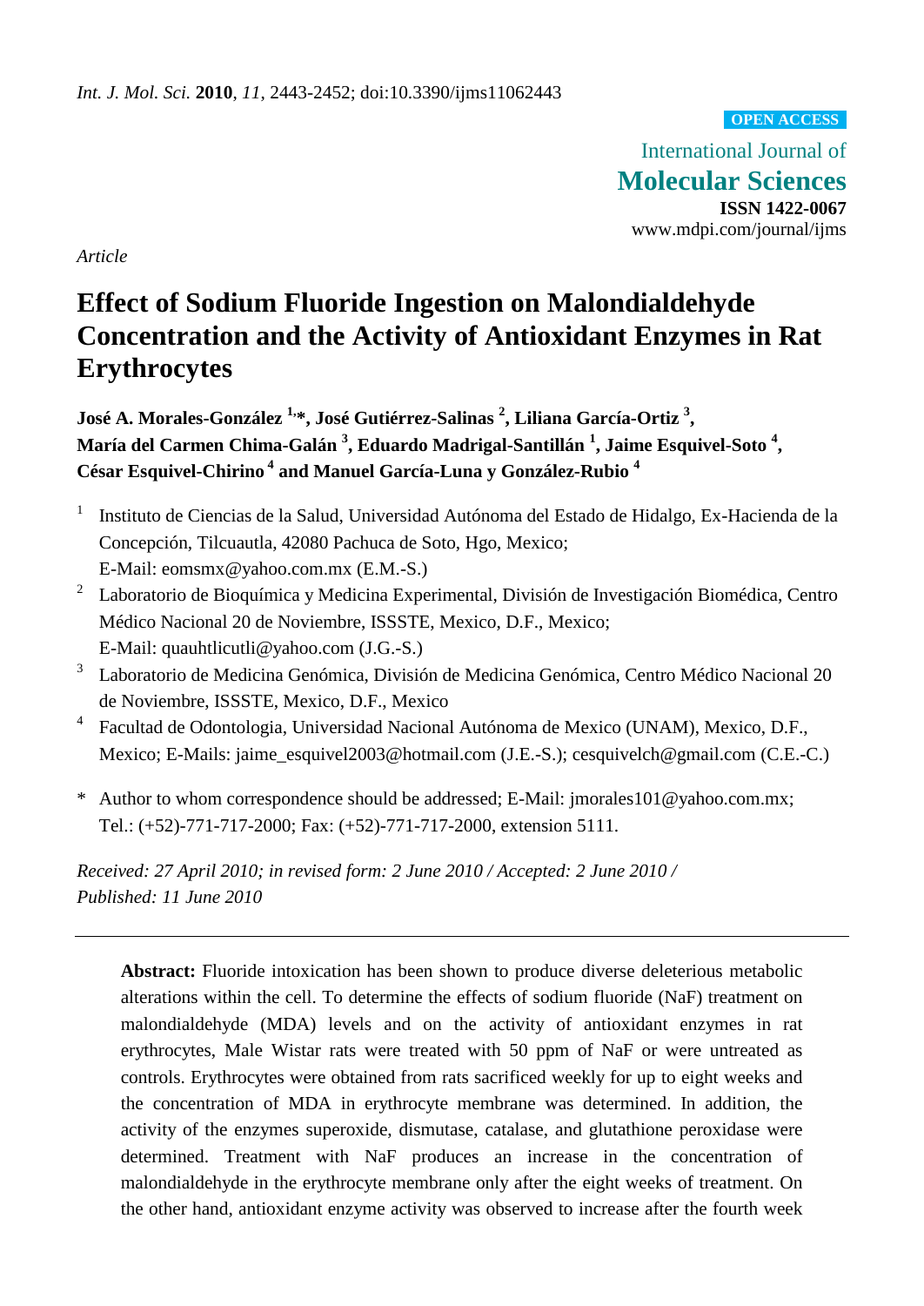*Int. J. Mol. Sci.* **2010**, *11*, 2443-2452; doi:10.3390/ijms11062443

**OPEN ACCESS**

International Journal of
**Molecular Sciences**
**ISSN 1422-0067**
www.mdpi.com/journal/ijms

*Article*

# Effect of Sodium Fluoride Ingestion on Malondialdehyde Concentration and the Activity of Antioxidant Enzymes in Rat Erythrocytes

**José A. Morales-González [1,]*, José Gutiérrez-Salinas [2], Liliana García-Ortiz [3], María del Carmen Chima-Galán [3], Eduardo Madrigal-Santillán [1], Jaime Esquivel-Soto [4], César Esquivel-Chirino [4] and Manuel García-Luna y González-Rubio [4]**

1. Instituto de Ciencias de la Salud, Universidad Autónoma del Estado de Hidalgo, Ex-Hacienda de la Concepción, Tilcuautla, 42080 Pachuca de Soto, Hgo, Mexico; E-Mail: eomsmx@yahoo.com.mx (E.M.-S.)
2. Laboratorio de Bioquímica y Medicina Experimental, División de Investigación Biomédica, Centro Médico Nacional 20 de Noviembre, ISSSTE, Mexico, D.F., Mexico; E-Mail: quauhtlicutli@yahoo.com (J.G.-S.)
3. Laboratorio de Medicina Genómica, División de Medicina Genómica, Centro Médico Nacional 20 de Noviembre, ISSSTE, Mexico, D.F., Mexico
4. Facultad de Odontologia, Universidad Nacional Autónoma de Mexico (UNAM), Mexico, D.F., Mexico; E-Mails: jaime_esquivel2003@hotmail.com (J.E.-S.); cesquivelch@gmail.com (C.E.-C.)

\* Author to whom correspondence should be addressed; E-Mail: jmorales101@yahoo.com.mx; Tel.: (+52)-771-717-2000; Fax: (+52)-771-717-2000, extension 5111.

*Received: 27 April 2010; in revised form: 2 June 2010 / Accepted: 2 June 2010 / Published: 11 June 2010*

---

**Abstract:** Fluoride intoxication has been shown to produce diverse deleterious metabolic alterations within the cell. To determine the effects of sodium fluoride (NaF) treatment on malondialdehyde (MDA) levels and on the activity of antioxidant enzymes in rat erythrocytes, Male Wistar rats were treated with 50 ppm of NaF or were untreated as controls. Erythrocytes were obtained from rats sacrificed weekly for up to eight weeks and the concentration of MDA in erythrocyte membrane was determined. In addition, the activity of the enzymes superoxide, dismutase, catalase, and glutathione peroxidase were determined. Treatment with NaF produces an increase in the concentration of malondialdehyde in the erythrocyte membrane only after the eight weeks of treatment. On the other hand, antioxidant enzyme activity was observed to increase after the fourth week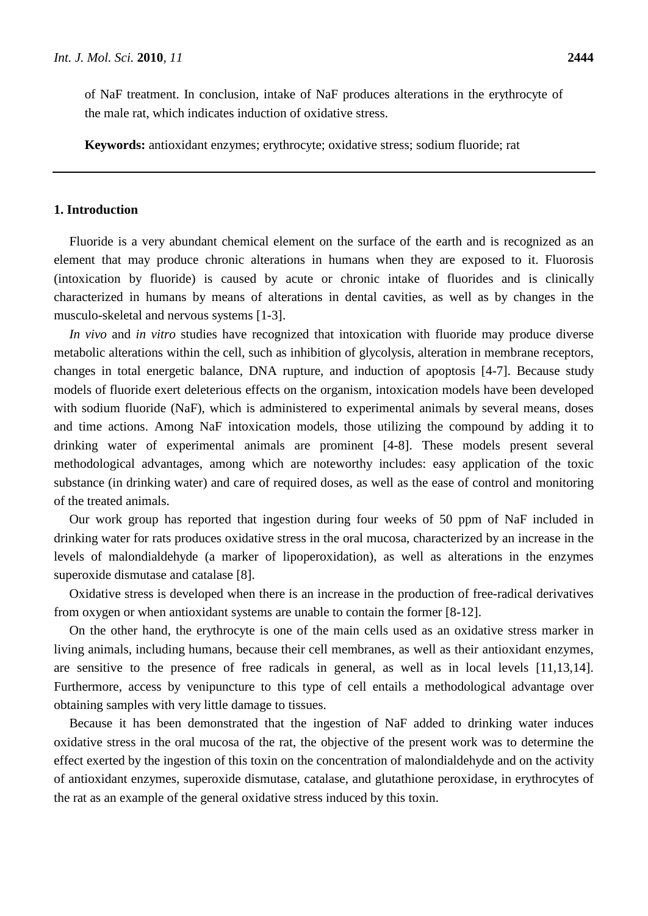of NaF treatment. In conclusion, intake of NaF produces alterations in the erythrocyte of the male rat, which indicates induction of oxidative stress.

**Keywords:** antioxidant enzymes; erythrocyte; oxidative stress; sodium fluoride; rat

## 1. Introduction

Fluoride is a very abundant chemical element on the surface of the earth and is recognized as an element that may produce chronic alterations in humans when they are exposed to it. Fluorosis (intoxication by fluoride) is caused by acute or chronic intake of fluorides and is clinically characterized in humans by means of alterations in dental cavities, as well as by changes in the musculo-skeletal and nervous systems [1-3].

*In vivo* and *in vitro* studies have recognized that intoxication with fluoride may produce diverse metabolic alterations within the cell, such as inhibition of glycolysis, alteration in membrane receptors, changes in total energetic balance, DNA rupture, and induction of apoptosis [4-7]. Because study models of fluoride exert deleterious effects on the organism, intoxication models have been developed with sodium fluoride (NaF), which is administered to experimental animals by several means, doses and time actions. Among NaF intoxication models, those utilizing the compound by adding it to drinking water of experimental animals are prominent [4-8]. These models present several methodological advantages, among which are noteworthy includes: easy application of the toxic substance (in drinking water) and care of required doses, as well as the ease of control and monitoring of the treated animals.

Our work group has reported that ingestion during four weeks of 50 ppm of NaF included in drinking water for rats produces oxidative stress in the oral mucosa, characterized by an increase in the levels of malondialdehyde (a marker of lipoperoxidation), as well as alterations in the enzymes superoxide dismutase and catalase [8].

Oxidative stress is developed when there is an increase in the production of free-radical derivatives from oxygen or when antioxidant systems are unable to contain the former [8-12].

On the other hand, the erythrocyte is one of the main cells used as an oxidative stress marker in living animals, including humans, because their cell membranes, as well as their antioxidant enzymes, are sensitive to the presence of free radicals in general, as well as in local levels [11,13,14]. Furthermore, access by venipuncture to this type of cell entails a methodological advantage over obtaining samples with very little damage to tissues.

Because it has been demonstrated that the ingestion of NaF added to drinking water induces oxidative stress in the oral mucosa of the rat, the objective of the present work was to determine the effect exerted by the ingestion of this toxin on the concentration of malondialdehyde and on the activity of antioxidant enzymes, superoxide dismutase, catalase, and glutathione peroxidase, in erythrocytes of the rat as an example of the general oxidative stress induced by this toxin.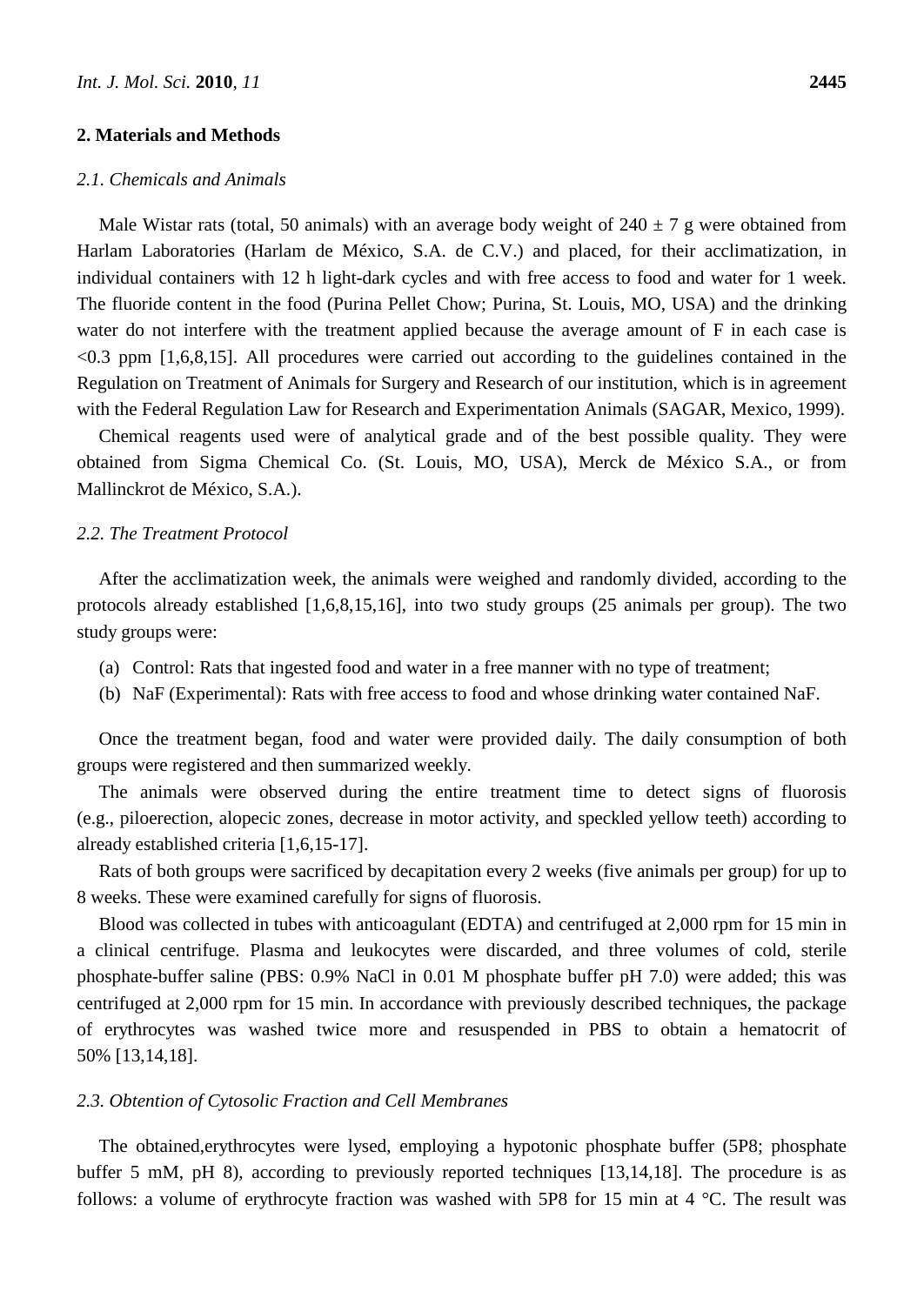## 2. Materials and Methods

### *2.1. Chemicals and Animals*

Male Wistar rats (total, 50 animals) with an average body weight of 240 ± 7 g were obtained from Harlam Laboratories (Harlam de México, S.A. de C.V.) and placed, for their acclimatization, in individual containers with 12 h light-dark cycles and with free access to food and water for 1 week. The fluoride content in the food (Purina Pellet Chow; Purina, St. Louis, MO, USA) and the drinking water do not interfere with the treatment applied because the average amount of F in each case is <0.3 ppm [1,6,8,15]. All procedures were carried out according to the guidelines contained in the Regulation on Treatment of Animals for Surgery and Research of our institution, which is in agreement with the Federal Regulation Law for Research and Experimentation Animals (SAGAR, Mexico, 1999).

Chemical reagents used were of analytical grade and of the best possible quality. They were obtained from Sigma Chemical Co. (St. Louis, MO, USA), Merck de México S.A., or from Mallinckrot de México, S.A.).

### *2.2. The Treatment Protocol*

After the acclimatization week, the animals were weighed and randomly divided, according to the protocols already established [1,6,8,15,16], into two study groups (25 animals per group). The two study groups were:

(a) Control: Rats that ingested food and water in a free manner with no type of treatment;
(b) NaF (Experimental): Rats with free access to food and whose drinking water contained NaF.

Once the treatment began, food and water were provided daily. The daily consumption of both groups were registered and then summarized weekly.

The animals were observed during the entire treatment time to detect signs of fluorosis (e.g., piloerection, alopecic zones, decrease in motor activity, and speckled yellow teeth) according to already established criteria [1,6,15-17].

Rats of both groups were sacrificed by decapitation every 2 weeks (five animals per group) for up to 8 weeks. These were examined carefully for signs of fluorosis.

Blood was collected in tubes with anticoagulant (EDTA) and centrifuged at 2,000 rpm for 15 min in a clinical centrifuge. Plasma and leukocytes were discarded, and three volumes of cold, sterile phosphate-buffer saline (PBS: 0.9% NaCl in 0.01 M phosphate buffer pH 7.0) were added; this was centrifuged at 2,000 rpm for 15 min. In accordance with previously described techniques, the package of erythrocytes was washed twice more and resuspended in PBS to obtain a hematocrit of 50% [13,14,18].

### *2.3. Obtention of Cytosolic Fraction and Cell Membranes*

The obtained,erythrocytes were lysed, employing a hypotonic phosphate buffer (5P8; phosphate buffer 5 mM, pH 8), according to previously reported techniques [13,14,18]. The procedure is as follows: a volume of erythrocyte fraction was washed with 5P8 for 15 min at 4 °C. The result was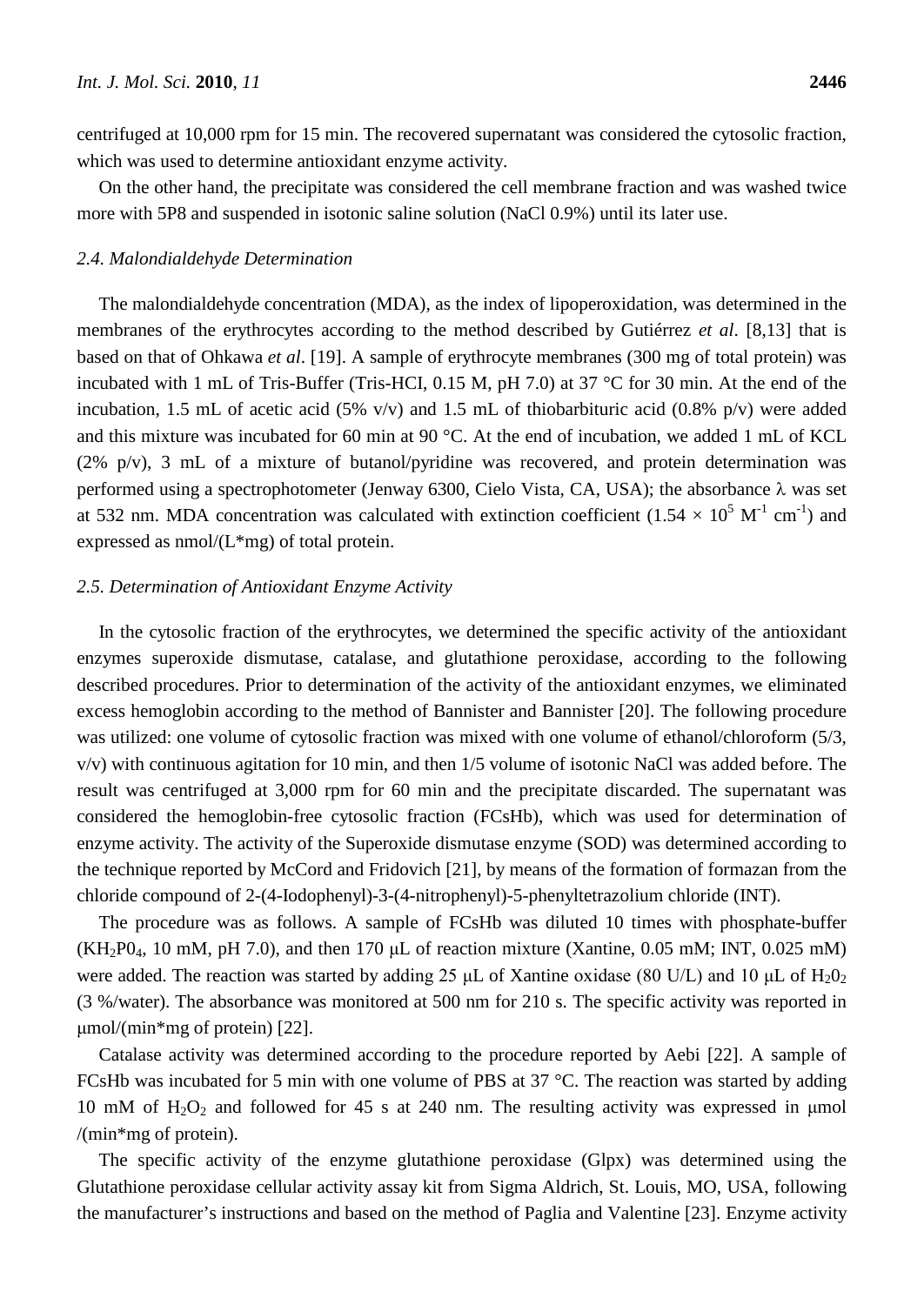centrifuged at 10,000 rpm for 15 min. The recovered supernatant was considered the cytosolic fraction, which was used to determine antioxidant enzyme activity.

On the other hand, the precipitate was considered the cell membrane fraction and was washed twice more with 5P8 and suspended in isotonic saline solution (NaCl 0.9%) until its later use.

### *2.4. Malondialdehyde Determination*

The malondialdehyde concentration (MDA), as the index of lipoperoxidation, was determined in the membranes of the erythrocytes according to the method described by Gutiérrez *et al*. [8,13] that is based on that of Ohkawa *et al*. [19]. A sample of erythrocyte membranes (300 mg of total protein) was incubated with 1 mL of Tris-Buffer (Tris-HCI, 0.15 M, pH 7.0) at 37 °C for 30 min. At the end of the incubation, 1.5 mL of acetic acid (5% v/v) and 1.5 mL of thiobarbituric acid (0.8% p/v) were added and this mixture was incubated for 60 min at 90 °C. At the end of incubation, we added 1 mL of KCL (2% p/v), 3 mL of a mixture of butanol/pyridine was recovered, and protein determination was performed using a spectrophotometer (Jenway 6300, Cielo Vista, CA, USA); the absorbance $\lambda$ was set at 532 nm. MDA concentration was calculated with extinction coefficient ($1.54 \times 10^5$ $M^{-1}$ $cm^{-1}$) and expressed as nmol/(L*mg) of total protein.

### *2.5. Determination of Antioxidant Enzyme Activity*

In the cytosolic fraction of the erythrocytes, we determined the specific activity of the antioxidant enzymes superoxide dismutase, catalase, and glutathione peroxidase, according to the following described procedures. Prior to determination of the activity of the antioxidant enzymes, we eliminated excess hemoglobin according to the method of Bannister and Bannister [20]. The following procedure was utilized: one volume of cytosolic fraction was mixed with one volume of ethanol/chloroform (5/3, v/v) with continuous agitation for 10 min, and then 1/5 volume of isotonic NaCl was added before. The result was centrifuged at 3,000 rpm for 60 min and the precipitate discarded. The supernatant was considered the hemoglobin-free cytosolic fraction (FCsHb), which was used for determination of enzyme activity. The activity of the Superoxide dismutase enzyme (SOD) was determined according to the technique reported by McCord and Fridovich [21], by means of the formation of formazan from the chloride compound of 2-(4-Iodophenyl)-3-(4-nitrophenyl)-5-phenyltetrazolium chloride (INT).

The procedure was as follows. A sample of FCsHb was diluted 10 times with phosphate-buffer ($KH_2P0_4$, 10 mM, pH 7.0), and then 170 μL of reaction mixture (Xantine, 0.05 mM; INT, 0.025 mM) were added. The reaction was started by adding 25 μL of Xantine oxidase (80 U/L) and 10 μL of $H_20_2$ (3 %/water). The absorbance was monitored at 500 nm for 210 s. The specific activity was reported in μmol/(min*mg of protein) [22].

Catalase activity was determined according to the procedure reported by Aebi [22]. A sample of FCsHb was incubated for 5 min with one volume of PBS at 37 °C. The reaction was started by adding 10 mM of $H_2O_2$ and followed for 45 s at 240 nm. The resulting activity was expressed in μmol /(min*mg of protein).

The specific activity of the enzyme glutathione peroxidase (Glpx) was determined using the Glutathione peroxidase cellular activity assay kit from Sigma Aldrich, St. Louis, MO, USA, following the manufacturer's instructions and based on the method of Paglia and Valentine [23]. Enzyme activity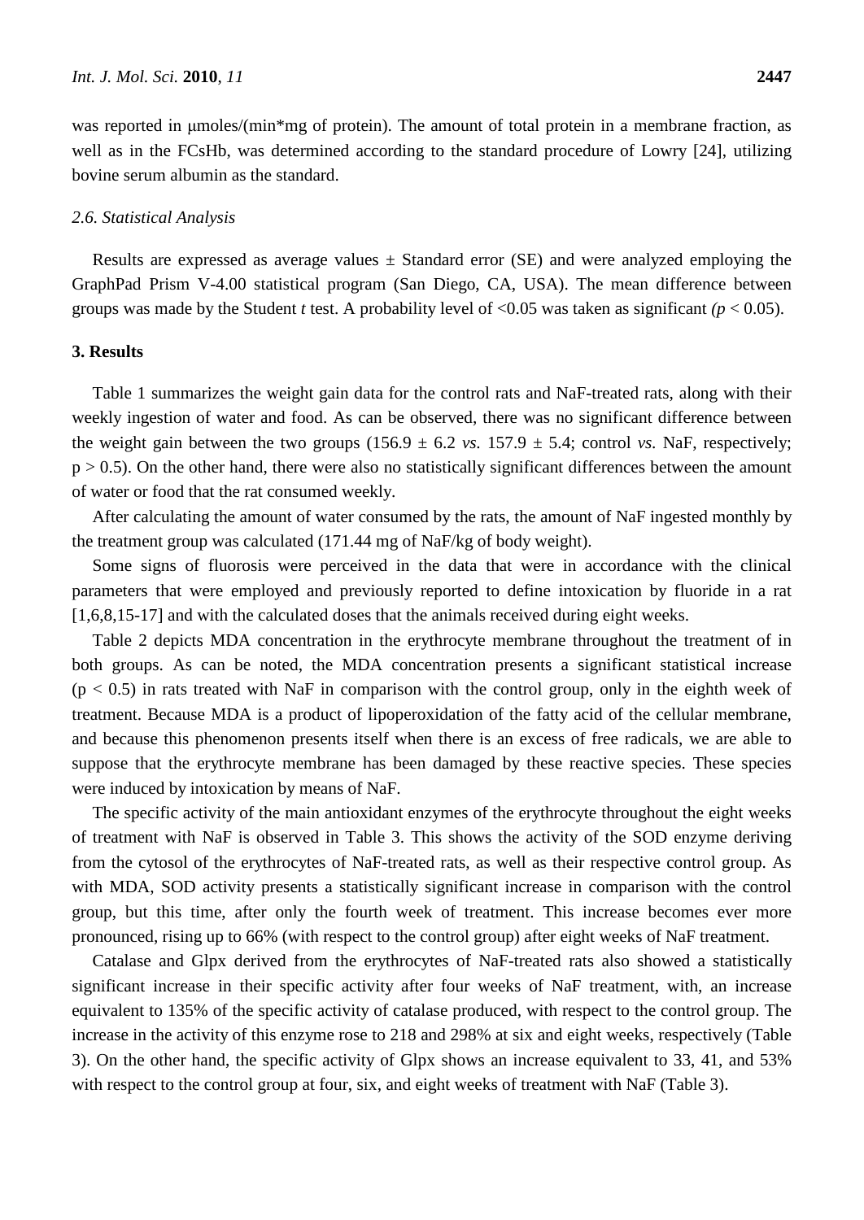was reported in μmoles/(min*mg of protein). The amount of total protein in a membrane fraction, as well as in the FCsHb, was determined according to the standard procedure of Lowry [24], utilizing bovine serum albumin as the standard.

### *2.6. Statistical Analysis*

Results are expressed as average values ± Standard error (SE) and were analyzed employing the GraphPad Prism V-4.00 statistical program (San Diego, CA, USA). The mean difference between groups was made by the Student *t* test. A probability level of <0.05 was taken as significant *(p* < 0.05).

## 3. Results

Table 1 summarizes the weight gain data for the control rats and NaF-treated rats, along with their weekly ingestion of water and food. As can be observed, there was no significant difference between the weight gain between the two groups (156.9 ± 6.2 *vs.* 157.9 ± 5.4; control *vs.* NaF, respectively; $p > 0.5$). On the other hand, there were also no statistically significant differences between the amount of water or food that the rat consumed weekly.

After calculating the amount of water consumed by the rats, the amount of NaF ingested monthly by the treatment group was calculated (171.44 mg of NaF/kg of body weight).

Some signs of fluorosis were perceived in the data that were in accordance with the clinical parameters that were employed and previously reported to define intoxication by fluoride in a rat [1,6,8,15-17] and with the calculated doses that the animals received during eight weeks.

Table 2 depicts MDA concentration in the erythrocyte membrane throughout the treatment of in both groups. As can be noted, the MDA concentration presents a significant statistical increase ($p < 0.5$) in rats treated with NaF in comparison with the control group, only in the eighth week of treatment. Because MDA is a product of lipoperoxidation of the fatty acid of the cellular membrane, and because this phenomenon presents itself when there is an excess of free radicals, we are able to suppose that the erythrocyte membrane has been damaged by these reactive species. These species were induced by intoxication by means of NaF.

The specific activity of the main antioxidant enzymes of the erythrocyte throughout the eight weeks of treatment with NaF is observed in Table 3. This shows the activity of the SOD enzyme deriving from the cytosol of the erythrocytes of NaF-treated rats, as well as their respective control group. As with MDA, SOD activity presents a statistically significant increase in comparison with the control group, but this time, after only the fourth week of treatment. This increase becomes ever more pronounced, rising up to 66% (with respect to the control group) after eight weeks of NaF treatment.

Catalase and Glpx derived from the erythrocytes of NaF-treated rats also showed a statistically significant increase in their specific activity after four weeks of NaF treatment, with, an increase equivalent to 135% of the specific activity of catalase produced, with respect to the control group. The increase in the activity of this enzyme rose to 218 and 298% at six and eight weeks, respectively (Table 3). On the other hand, the specific activity of Glpx shows an increase equivalent to 33, 41, and 53% with respect to the control group at four, six, and eight weeks of treatment with NaF (Table 3).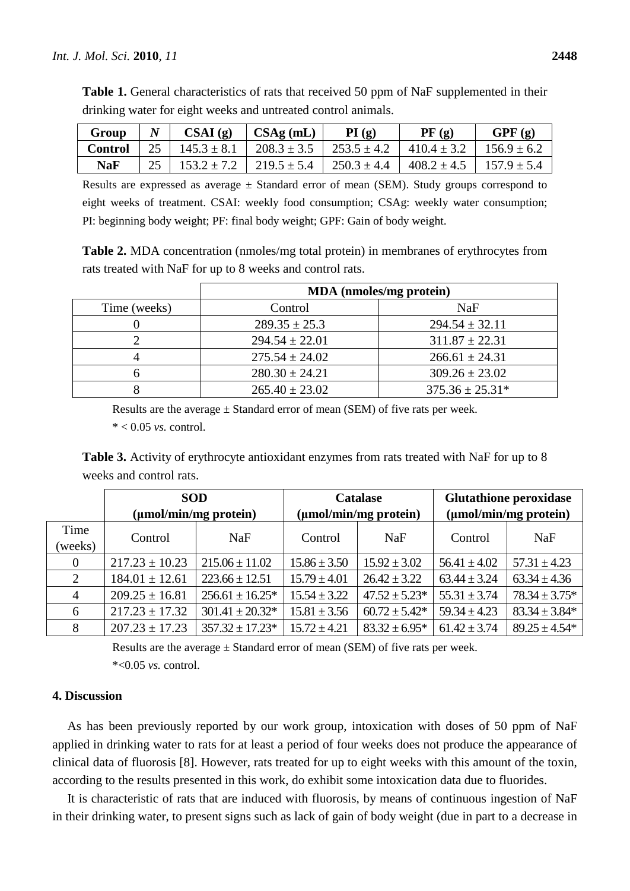**Table 1.** General characteristics of rats that received 50 ppm of NaF supplemented in their drinking water for eight weeks and untreated control animals.

| Group | *N* | CSAI (g) | CSAg (mL) | PI (g) | PF (g) | GPF (g) |
|---|---|---|---|---|---|---|
| **Control** | 25 | 145.3 ± 8.1 | 208.3 ± 3.5 | 253.5 ± 4.2 | 410.4 ± 3.2 | 156.9 ± 6.2 |
| **NaF** | 25 | 153.2 ± 7.2 | 219.5 ± 5.4 | 250.3 ± 4.4 | 408.2 ± 4.5 | 157.9 ± 5.4 |

Results are expressed as average ± Standard error of mean (SEM). Study groups correspond to eight weeks of treatment. CSAI: weekly food consumption; CSAg: weekly water consumption; PI: beginning body weight; PF: final body weight; GPF: Gain of body weight.

**Table 2.** MDA concentration (nmoles/mg total protein) in membranes of erythrocytes from rats treated with NaF for up to 8 weeks and control rats.

| | **MDA (nmoles/mg protein)** | |
|---|---|---|
| Time (weeks) | Control | NaF |
| 0 | 289.35 ± 25.3 | 294.54 ± 32.11 |
| 2 | 294.54 ± 22.01 | 311.87 ± 22.31 |
| 4 | 275.54 ± 24.02 | 266.61 ± 24.31 |
| 6 | 280.30 ± 24.21 | 309.26 ± 23.02 |
| 8 | 265.40 ± 23.02 | 375.36 ± 25.31* |

Results are the average ± Standard error of mean (SEM) of five rats per week.

* < 0.05 *vs.* control.

**Table 3.** Activity of erythrocyte antioxidant enzymes from rats treated with NaF for up to 8 weeks and control rats.

| | **SOD (μmol/min/mg protein)** | | **Catalase (μmol/min/mg protein)** | | **Glutathione peroxidase (μmol/min/mg protein)** | |
|---|---|---|---|---|---|---|
| Time (weeks) | Control | NaF | Control | NaF | Control | NaF |
| 0 | 217.23 ± 10.23 | 215.06 ± 11.02 | 15.86 ± 3.50 | 15.92 ± 3.02 | 56.41 ± 4.02 | 57.31 ± 4.23 |
| 2 | 184.01 ± 12.61 | 223.66 ± 12.51 | 15.79 ± 4.01 | 26.42 ± 3.22 | 63.44 ± 3.24 | 63.34 ± 4.36 |
| 4 | 209.25 ± 16.81 | 256.61 ± 16.25* | 15.54 ± 3.22 | 47.52 ± 5.23* | 55.31 ± 3.74 | 78.34 ± 3.75* |
| 6 | 217.23 ± 17.32 | 301.41 ± 20.32* | 15.81 ± 3.56 | 60.72 ± 5.42* | 59.34 ± 4.23 | 83.34 ± 3.84* |
| 8 | 207.23 ± 17.23 | 357.32 ± 17.23* | 15.72 ± 4.21 | 83.32 ± 6.95* | 61.42 ± 3.74 | 89.25 ± 4.54* |

Results are the average ± Standard error of mean (SEM) of five rats per week.

*<0.05 *vs.* control.

## 4. Discussion

As has been previously reported by our work group, intoxication with doses of 50 ppm of NaF applied in drinking water to rats for at least a period of four weeks does not produce the appearance of clinical data of fluorosis [8]. However, rats treated for up to eight weeks with this amount of the toxin, according to the results presented in this work, do exhibit some intoxication data due to fluorides.

It is characteristic of rats that are induced with fluorosis, by means of continuous ingestion of NaF in their drinking water, to present signs such as lack of gain of body weight (due in part to a decrease in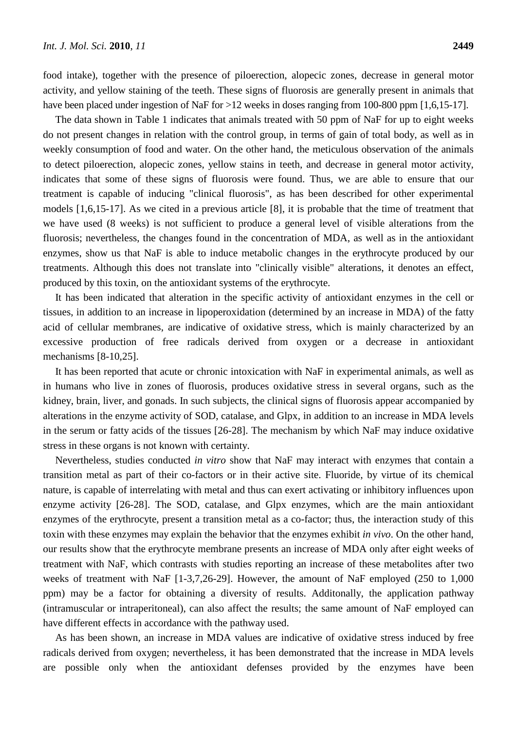food intake), together with the presence of piloerection, alopecic zones, decrease in general motor activity, and yellow staining of the teeth. These signs of fluorosis are generally present in animals that have been placed under ingestion of NaF for >12 weeks in doses ranging from 100-800 ppm [1,6,15-17].

The data shown in Table 1 indicates that animals treated with 50 ppm of NaF for up to eight weeks do not present changes in relation with the control group, in terms of gain of total body, as well as in weekly consumption of food and water. On the other hand, the meticulous observation of the animals to detect piloerection, alopecic zones, yellow stains in teeth, and decrease in general motor activity, indicates that some of these signs of fluorosis were found. Thus, we are able to ensure that our treatment is capable of inducing "clinical fluorosis", as has been described for other experimental models [1,6,15-17]. As we cited in a previous article [8], it is probable that the time of treatment that we have used (8 weeks) is not sufficient to produce a general level of visible alterations from the fluorosis; nevertheless, the changes found in the concentration of MDA, as well as in the antioxidant enzymes, show us that NaF is able to induce metabolic changes in the erythrocyte produced by our treatments. Although this does not translate into "clinically visible" alterations, it denotes an effect, produced by this toxin, on the antioxidant systems of the erythrocyte.

It has been indicated that alteration in the specific activity of antioxidant enzymes in the cell or tissues, in addition to an increase in lipoperoxidation (determined by an increase in MDA) of the fatty acid of cellular membranes, are indicative of oxidative stress, which is mainly characterized by an excessive production of free radicals derived from oxygen or a decrease in antioxidant mechanisms [8-10,25].

It has been reported that acute or chronic intoxication with NaF in experimental animals, as well as in humans who live in zones of fluorosis, produces oxidative stress in several organs, such as the kidney, brain, liver, and gonads. In such subjects, the clinical signs of fluorosis appear accompanied by alterations in the enzyme activity of SOD, catalase, and Glpx, in addition to an increase in MDA levels in the serum or fatty acids of the tissues [26-28]. The mechanism by which NaF may induce oxidative stress in these organs is not known with certainty.

Nevertheless, studies conducted *in vitro* show that NaF may interact with enzymes that contain a transition metal as part of their co-factors or in their active site. Fluoride, by virtue of its chemical nature, is capable of interrelating with metal and thus can exert activating or inhibitory influences upon enzyme activity [26-28]. The SOD, catalase, and Glpx enzymes, which are the main antioxidant enzymes of the erythrocyte, present a transition metal as a co-factor; thus, the interaction study of this toxin with these enzymes may explain the behavior that the enzymes exhibit *in vivo*. On the other hand, our results show that the erythrocyte membrane presents an increase of MDA only after eight weeks of treatment with NaF, which contrasts with studies reporting an increase of these metabolites after two weeks of treatment with NaF [1-3,7,26-29]. However, the amount of NaF employed (250 to 1,000 ppm) may be a factor for obtaining a diversity of results. Additonally, the application pathway (intramuscular or intraperitoneal), can also affect the results; the same amount of NaF employed can have different effects in accordance with the pathway used.

As has been shown, an increase in MDA values are indicative of oxidative stress induced by free radicals derived from oxygen; nevertheless, it has been demonstrated that the increase in MDA levels are possible only when the antioxidant defenses provided by the enzymes have been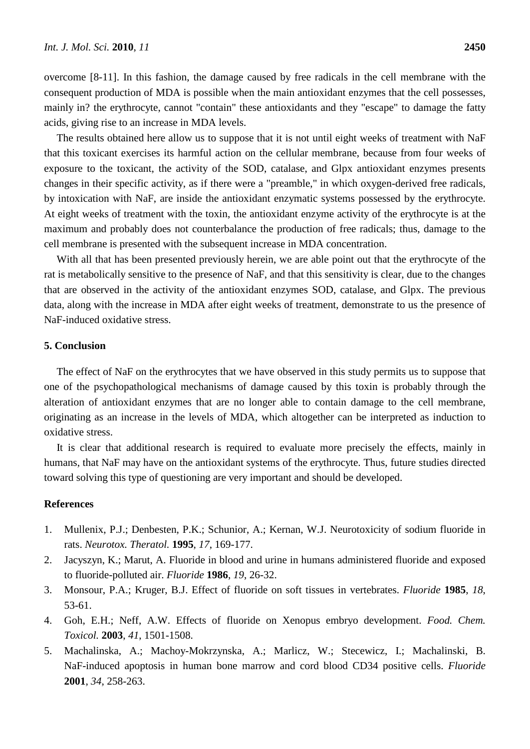overcome [8-11]. In this fashion, the damage caused by free radicals in the cell membrane with the consequent production of MDA is possible when the main antioxidant enzymes that the cell possesses, mainly in? the erythrocyte, cannot "contain" these antioxidants and they "escape" to damage the fatty acids, giving rise to an increase in MDA levels.

The results obtained here allow us to suppose that it is not until eight weeks of treatment with NaF that this toxicant exercises its harmful action on the cellular membrane, because from four weeks of exposure to the toxicant, the activity of the SOD, catalase, and Glpx antioxidant enzymes presents changes in their specific activity, as if there were a "preamble," in which oxygen-derived free radicals, by intoxication with NaF, are inside the antioxidant enzymatic systems possessed by the erythrocyte. At eight weeks of treatment with the toxin, the antioxidant enzyme activity of the erythrocyte is at the maximum and probably does not counterbalance the production of free radicals; thus, damage to the cell membrane is presented with the subsequent increase in MDA concentration.

With all that has been presented previously herein, we are able point out that the erythrocyte of the rat is metabolically sensitive to the presence of NaF, and that this sensitivity is clear, due to the changes that are observed in the activity of the antioxidant enzymes SOD, catalase, and Glpx. The previous data, along with the increase in MDA after eight weeks of treatment, demonstrate to us the presence of NaF-induced oxidative stress.

## 5. Conclusion

The effect of NaF on the erythrocytes that we have observed in this study permits us to suppose that one of the psychopathological mechanisms of damage caused by this toxin is probably through the alteration of antioxidant enzymes that are no longer able to contain damage to the cell membrane, originating as an increase in the levels of MDA, which altogether can be interpreted as induction to oxidative stress.

It is clear that additional research is required to evaluate more precisely the effects, mainly in humans, that NaF may have on the antioxidant systems of the erythrocyte. Thus, future studies directed toward solving this type of questioning are very important and should be developed.

## References

1. Mullenix, P.J.; Denbesten, P.K.; Schunior, A.; Kernan, W.J. Neurotoxicity of sodium fluoride in rats. *Neurotox. Theratol.* **1995**, *17*, 169-177.
2. Jacyszyn, K.; Marut, A. Fluoride in blood and urine in humans administered fluoride and exposed to fluoride-polluted air. *Fluoride* **1986**, *19*, 26-32.
3. Monsour, P.A.; Kruger, B.J. Effect of fluoride on soft tissues in vertebrates. *Fluoride* **1985**, *18*, 53-61.
4. Goh, E.H.; Neff, A.W. Effects of fluoride on Xenopus embryo development. *Food. Chem. Toxicol.* **2003**, *41*, 1501-1508.
5. Machalinska, A.; Machoy-Mokrzynska, A.; Marlicz, W.; Stecewicz, I.; Machalinski, B. NaF-induced apoptosis in human bone marrow and cord blood CD34 positive cells. *Fluoride* **2001**, *34*, 258-263.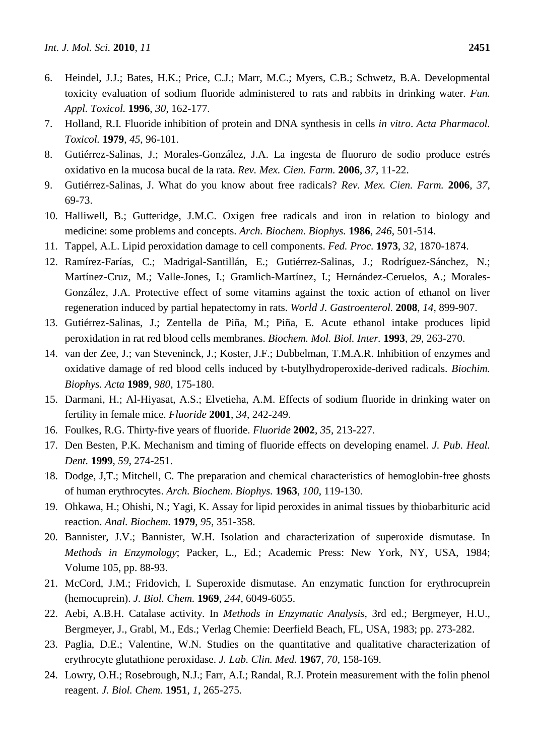6. Heindel, J.J.; Bates, H.K.; Price, C.J.; Marr, M.C.; Myers, C.B.; Schwetz, B.A. Developmental toxicity evaluation of sodium fluoride administered to rats and rabbits in drinking water. *Fun. Appl. Toxicol.* **1996**, *30*, 162-177.
7. Holland, R.I. Fluoride inhibition of protein and DNA synthesis in cells *in vitro*. *Acta Pharmacol. Toxicol.* **1979**, *45*, 96-101.
8. Gutiérrez-Salinas, J.; Morales-González, J.A. La ingesta de fluoruro de sodio produce estrés oxidativo en la mucosa bucal de la rata. *Rev. Mex. Cien. Farm.* **2006**, *37*, 11-22.
9. Gutiérrez-Salinas, J. What do you know about free radicals? *Rev. Mex. Cien. Farm.* **2006**, *37*, 69-73.
10. Halliwell, B.; Gutteridge, J.M.C. Oxigen free radicals and iron in relation to biology and medicine: some problems and concepts. *Arch. Biochem. Biophys.* **1986**, *246*, 501-514.
11. Tappel, A.L. Lipid peroxidation damage to cell components. *Fed. Proc.* **1973**, *32*, 1870-1874.
12. Ramírez-Farías, C.; Madrigal-Santillán, E.; Gutiérrez-Salinas, J.; Rodríguez-Sánchez, N.; Martínez-Cruz, M.; Valle-Jones, I.; Gramlich-Martínez, I.; Hernández-Ceruelos, A.; Morales-González, J.A. Protective effect of some vitamins against the toxic action of ethanol on liver regeneration induced by partial hepatectomy in rats. *World J. Gastroenterol.* **2008**, *14*, 899-907.
13. Gutiérrez-Salinas, J.; Zentella de Piña, M.; Piña, E. Acute ethanol intake produces lipid peroxidation in rat red blood cells membranes. *Biochem. Mol. Biol. Inter.* **1993**, *29*, 263-270.
14. van der Zee, J.; van Steveninck, J.; Koster, J.F.; Dubbelman, T.M.A.R. Inhibition of enzymes and oxidative damage of red blood cells induced by t-butylhydroperoxide-derived radicals. *Biochim. Biophys. Acta* **1989**, *980*, 175-180.
15. Darmani, H.; Al-Hiyasat, A.S.; Elvetieha, A.M. Effects of sodium fluoride in drinking water on fertility in female mice. *Fluoride* **2001**, *34*, 242-249.
16. Foulkes, R.G. Thirty-five years of fluoride. *Fluoride* **2002**, *35*, 213-227.
17. Den Besten, P.K. Mechanism and timing of fluoride effects on developing enamel. *J. Pub. Heal. Dent.* **1999**, *59*, 274-251.
18. Dodge, J,T.; Mitchell, C. The preparation and chemical characteristics of hemoglobin-free ghosts of human erythrocytes. *Arch. Biochem. Biophys.* **1963**, *100*, 119-130.
19. Ohkawa, H.; Ohishi, N.; Yagi, K. Assay for lipid peroxides in animal tissues by thiobarbituric acid reaction. *Anal. Biochem.* **1979**, *95*, 351-358.
20. Bannister, J.V.; Bannister, W.H. Isolation and characterization of superoxide dismutase. In *Methods in Enzymology*; Packer, L., Ed.; Academic Press: New York, NY, USA, 1984; Volume 105, pp. 88-93.
21. McCord, J.M.; Fridovich, I. Superoxide dismutase. An enzymatic function for erythrocuprein (hemocuprein). *J. Biol. Chem.* **1969**, *244*, 6049-6055.
22. Aebi, A.B.H. Catalase activity. In *Methods in Enzymatic Analysis*, 3rd ed.; Bergmeyer, H.U., Bergmeyer, J., Grabl, M., Eds.; Verlag Chemie: Deerfield Beach, FL, USA, 1983; pp. 273-282.
23. Paglia, D.E.; Valentine, W.N. Studies on the quantitative and qualitative characterization of erythrocyte glutathione peroxidase. *J. Lab. Clin. Med.* **1967**, *70*, 158-169.
24. Lowry, O.H.; Rosebrough, N.J.; Farr, A.I.; Randal, R.J. Protein measurement with the folin phenol reagent. *J. Biol. Chem.* **1951**, *1*, 265-275.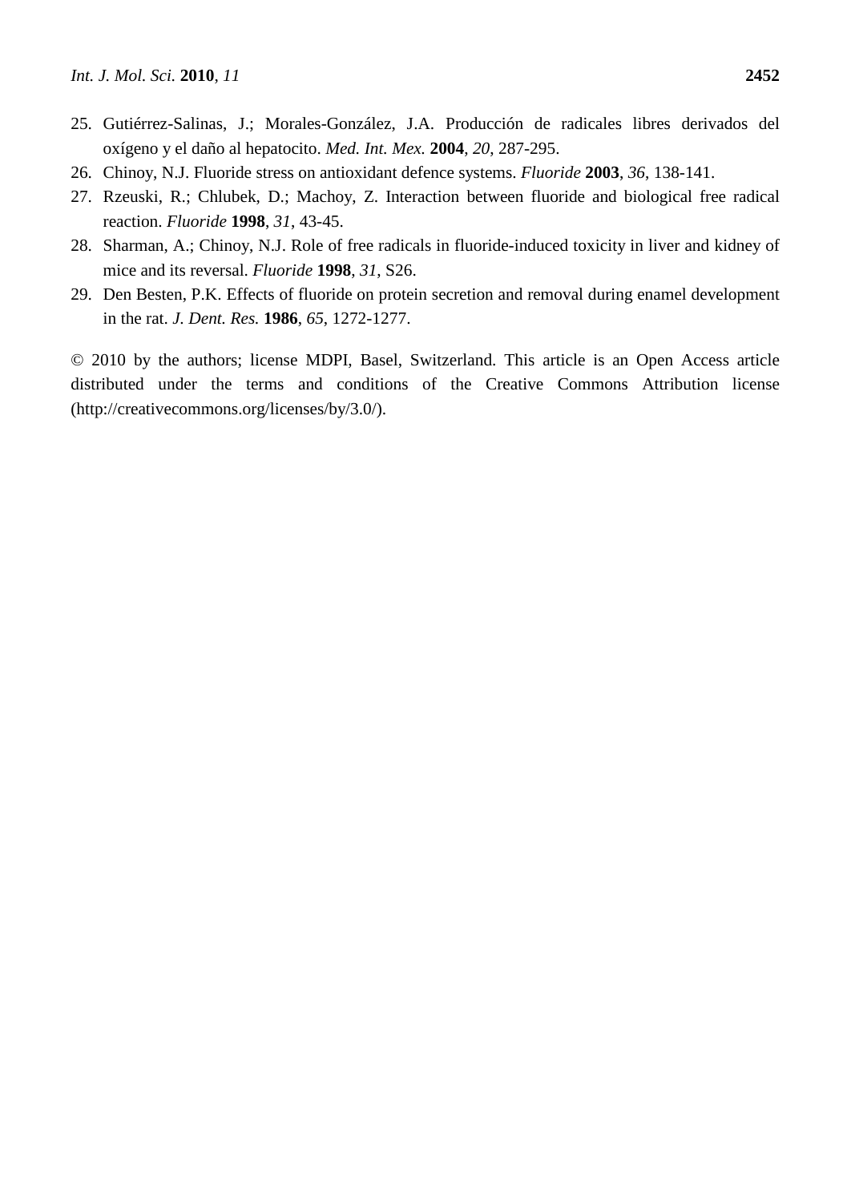25. Gutiérrez-Salinas, J.; Morales-González, J.A. Producción de radicales libres derivados del oxígeno y el daño al hepatocito. *Med. Int. Mex.* **2004**, *20*, 287-295.
26. Chinoy, N.J. Fluoride stress on antioxidant defence systems. *Fluoride* **2003**, *36*, 138-141.
27. Rzeuski, R.; Chlubek, D.; Machoy, Z. Interaction between fluoride and biological free radical reaction. *Fluoride* **1998**, *31*, 43-45.
28. Sharman, A.; Chinoy, N.J. Role of free radicals in fluoride-induced toxicity in liver and kidney of mice and its reversal. *Fluoride* **1998**, *31*, S26.
29. Den Besten, P.K. Effects of fluoride on protein secretion and removal during enamel development in the rat. *J. Dent. Res.* **1986**, *65*, 1272-1277.

© 2010 by the authors; license MDPI, Basel, Switzerland. This article is an Open Access article distributed under the terms and conditions of the Creative Commons Attribution license (http://creativecommons.org/licenses/by/3.0/).